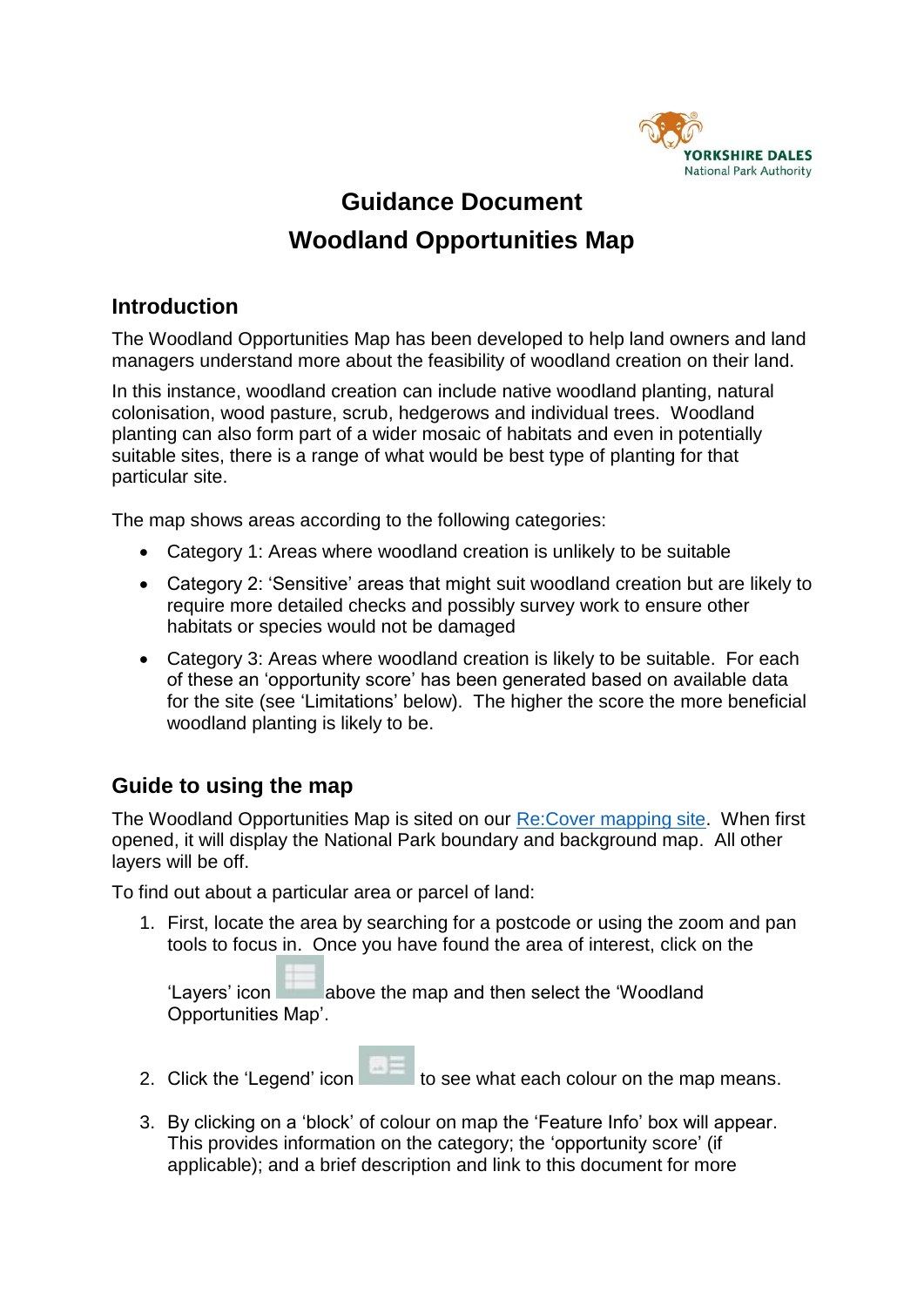# Guidance Document

# Woodland Opportunities Map

## Introduction

The Woodland Opportunities Map has been developed to help land owners and land managers understand more about the feasibility of woodland creation on their land.

In this instance, woodland creation can include native woodland planting, natural colonisation, wood pasture, scrub, hedgerows and individual trees. Woodland planting can also form part of a wider mosaic of habitats and even in potentially suitable sites, there is a range of what would be best type of planting for that particular site.

The map shows areas according to the following categories:

- Category 1: Areas where woodland creation is unlikely to be suitable
- Category 2: 'Sensitive' areas that might suit woodland creation but are likely to require more detailed checks and possibly survey work to ensure other habitats or species would not be damaged
- Category 3: Areas where woodland creation is likely to be suitable. For each of these an 'opportunity score' has been generated based on available data for the site (see 'Limitations' below). The higher the score the more beneficial woodland planting is likely to be.

## Guide to using the map

The Woodland Opportunities Map is sited on our Re:Cover mapping site. When first opened, it will display the National Park boundary and background map. All other layers will be off.

To find out about a particular area or parcel of land:

1. First, locate the area by searching for a postcode or using the zoom and pan tools to focus in. Once you have found the area of interest, click on the 'Layers' icon above the map and then select the 'Woodland Opportunities Map'.
2. Click the 'Legend' icon to see what each colour on the map means.
3. By clicking on a 'block' of colour on map the 'Feature Info' box will appear. This provides information on the category; the 'opportunity score' (if applicable); and a brief description and link to this document for more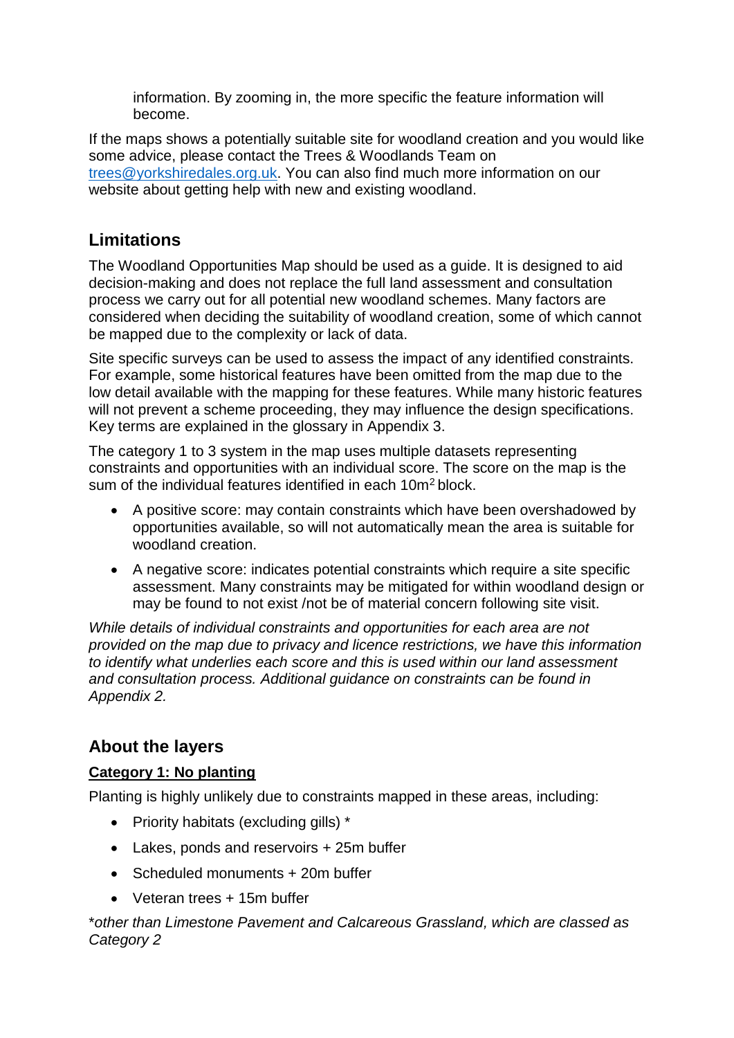information. By zooming in, the more specific the feature information will become.

If the maps shows a potentially suitable site for woodland creation and you would like some advice, please contact the Trees & Woodlands Team on [trees@yorkshiredales.org.uk](mailto:trees@yorkshiredales.org.uk). You can also find much more information on our website about getting help with new and existing woodland.

## Limitations

The Woodland Opportunities Map should be used as a guide. It is designed to aid decision-making and does not replace the full land assessment and consultation process we carry out for all potential new woodland schemes. Many factors are considered when deciding the suitability of woodland creation, some of which cannot be mapped due to the complexity or lack of data.

Site specific surveys can be used to assess the impact of any identified constraints. For example, some historical features have been omitted from the map due to the low detail available with the mapping for these features. While many historic features will not prevent a scheme proceeding, they may influence the design specifications. Key terms are explained in the glossary in Appendix 3.

The category 1 to 3 system in the map uses multiple datasets representing constraints and opportunities with an individual score. The score on the map is the sum of the individual features identified in each $10m^2$ block.

- A positive score: may contain constraints which have been overshadowed by opportunities available, so will not automatically mean the area is suitable for woodland creation.
- A negative score: indicates potential constraints which require a site specific assessment. Many constraints may be mitigated for within woodland design or may be found to not exist /not be of material concern following site visit.

*While details of individual constraints and opportunities for each area are not provided on the map due to privacy and licence restrictions, we have this information to identify what underlies each score and this is used within our land assessment and consultation process. Additional guidance on constraints can be found in Appendix 2.*

## About the layers

### Category 1: No planting

Planting is highly unlikely due to constraints mapped in these areas, including:

- Priority habitats (excluding gills) *
- Lakes, ponds and reservoirs + 25m buffer
- Scheduled monuments + 20m buffer
- Veteran trees + 15m buffer

\**other than Limestone Pavement and Calcareous Grassland, which are classed as Category 2*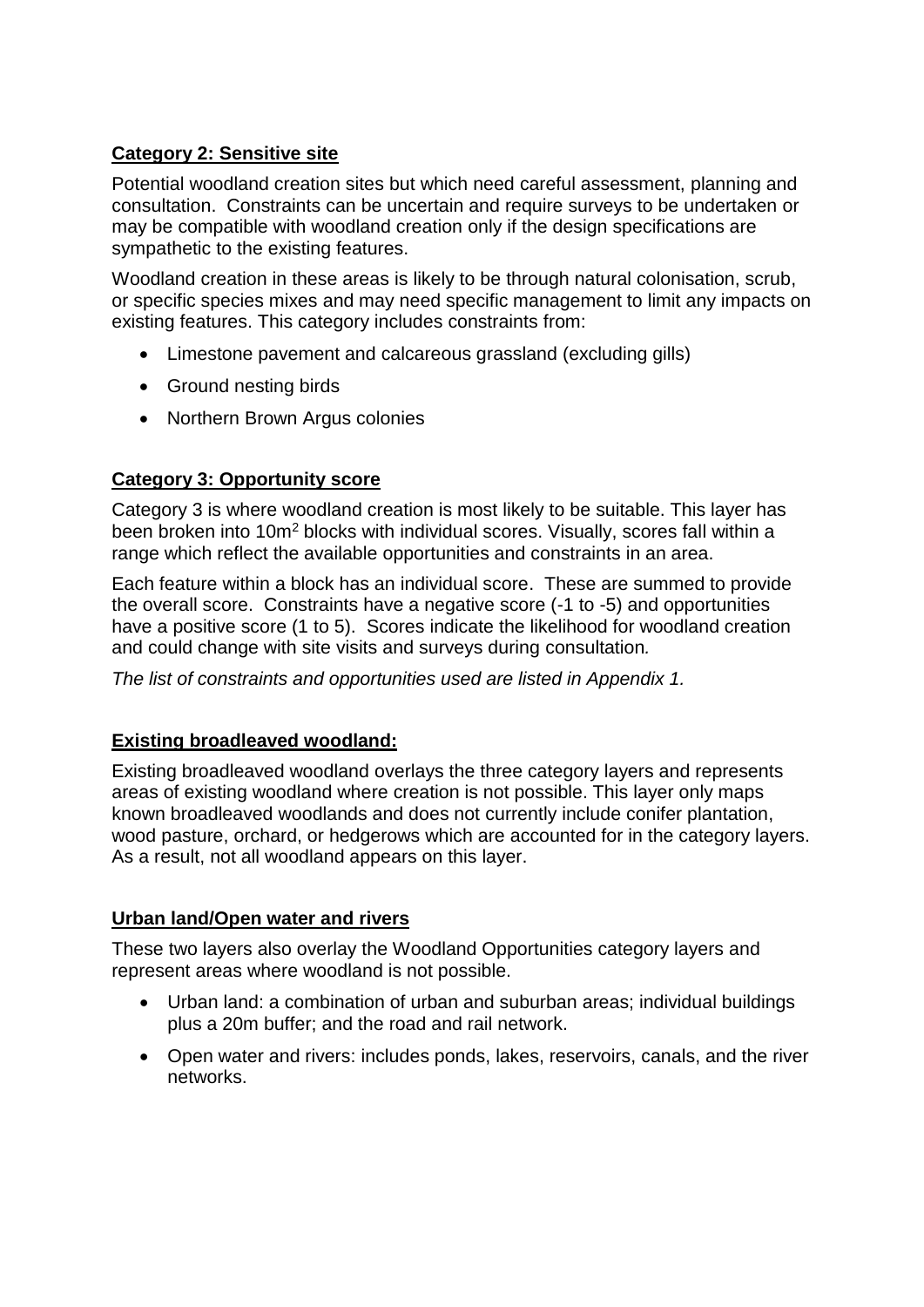## Category 2: Sensitive site

Potential woodland creation sites but which need careful assessment, planning and consultation. Constraints can be uncertain and require surveys to be undertaken or may be compatible with woodland creation only if the design specifications are sympathetic to the existing features.

Woodland creation in these areas is likely to be through natural colonisation, scrub, or specific species mixes and may need specific management to limit any impacts on existing features. This category includes constraints from:

- Limestone pavement and calcareous grassland (excluding gills)
- Ground nesting birds
- Northern Brown Argus colonies

## Category 3: Opportunity score

Category 3 is where woodland creation is most likely to be suitable. This layer has been broken into $10m^2$ blocks with individual scores. Visually, scores fall within a range which reflect the available opportunities and constraints in an area.

Each feature within a block has an individual score. These are summed to provide the overall score. Constraints have a negative score (-1 to -5) and opportunities have a positive score (1 to 5). Scores indicate the likelihood for woodland creation and could change with site visits and surveys during consultation*.*

*The list of constraints and opportunities used are listed in Appendix 1.*

## Existing broadleaved woodland:

Existing broadleaved woodland overlays the three category layers and represents areas of existing woodland where creation is not possible. This layer only maps known broadleaved woodlands and does not currently include conifer plantation, wood pasture, orchard, or hedgerows which are accounted for in the category layers. As a result, not all woodland appears on this layer.

## Urban land/Open water and rivers

These two layers also overlay the Woodland Opportunities category layers and represent areas where woodland is not possible.

- Urban land: a combination of urban and suburban areas; individual buildings plus a 20m buffer; and the road and rail network.
- Open water and rivers: includes ponds, lakes, reservoirs, canals, and the river networks.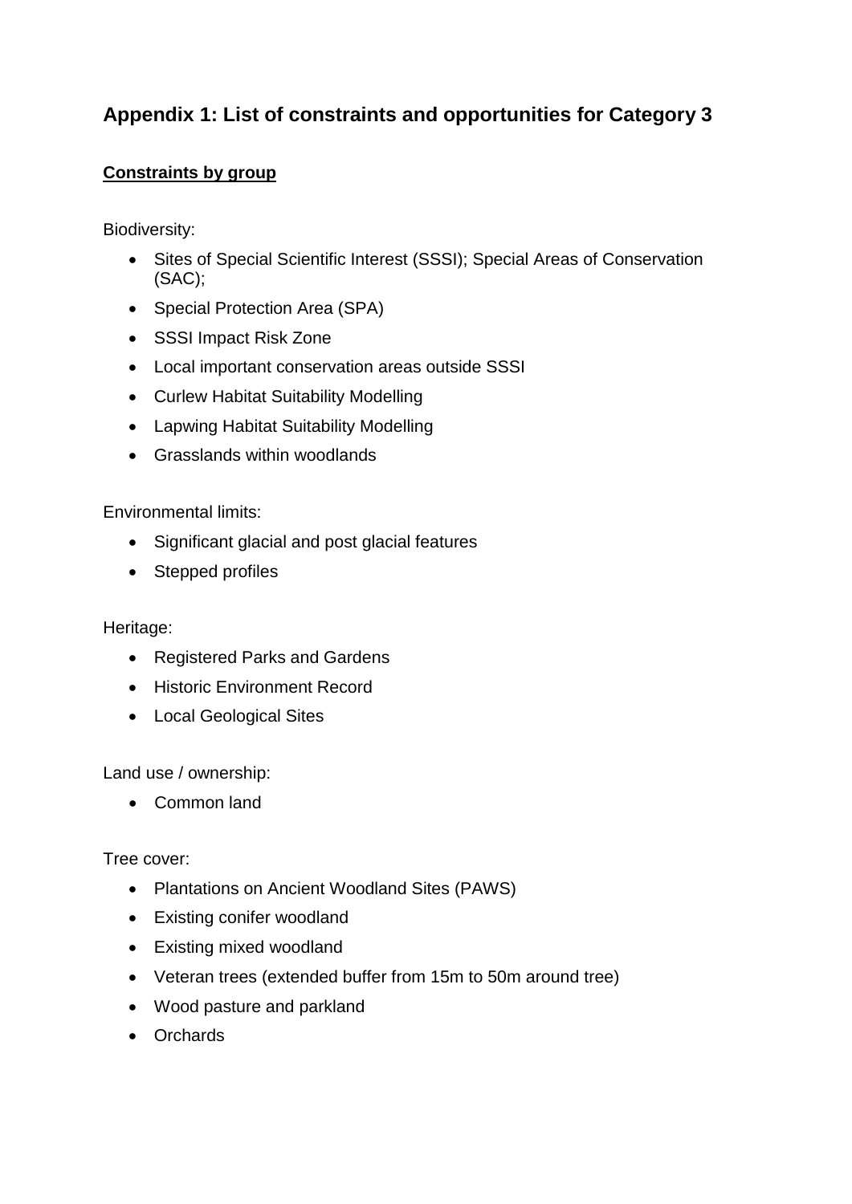## Appendix 1: List of constraints and opportunities for Category 3

**Constraints by group**

Biodiversity:

- Sites of Special Scientific Interest (SSSI); Special Areas of Conservation (SAC);
- Special Protection Area (SPA)
- SSSI Impact Risk Zone
- Local important conservation areas outside SSSI
- Curlew Habitat Suitability Modelling
- Lapwing Habitat Suitability Modelling
- Grasslands within woodlands

Environmental limits:

- Significant glacial and post glacial features
- Stepped profiles

Heritage:

- Registered Parks and Gardens
- Historic Environment Record
- Local Geological Sites

Land use / ownership:

- Common land

Tree cover:

- Plantations on Ancient Woodland Sites (PAWS)
- Existing conifer woodland
- Existing mixed woodland
- Veteran trees (extended buffer from 15m to 50m around tree)
- Wood pasture and parkland
- Orchards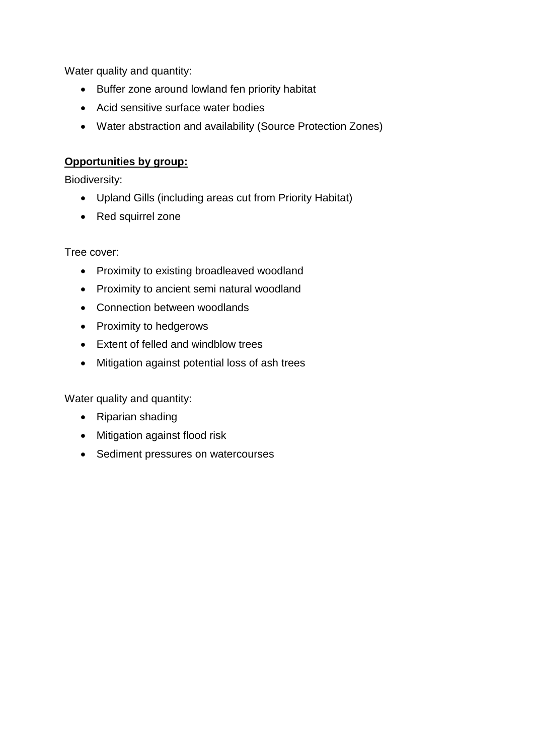Water quality and quantity:

- Buffer zone around lowland fen priority habitat
- Acid sensitive surface water bodies
- Water abstraction and availability (Source Protection Zones)

**Opportunities by group:**

Biodiversity:

- Upland Gills (including areas cut from Priority Habitat)
- Red squirrel zone

Tree cover:

- Proximity to existing broadleaved woodland
- Proximity to ancient semi natural woodland
- Connection between woodlands
- Proximity to hedgerows
- Extent of felled and windblow trees
- Mitigation against potential loss of ash trees

Water quality and quantity:

- Riparian shading
- Mitigation against flood risk
- Sediment pressures on watercourses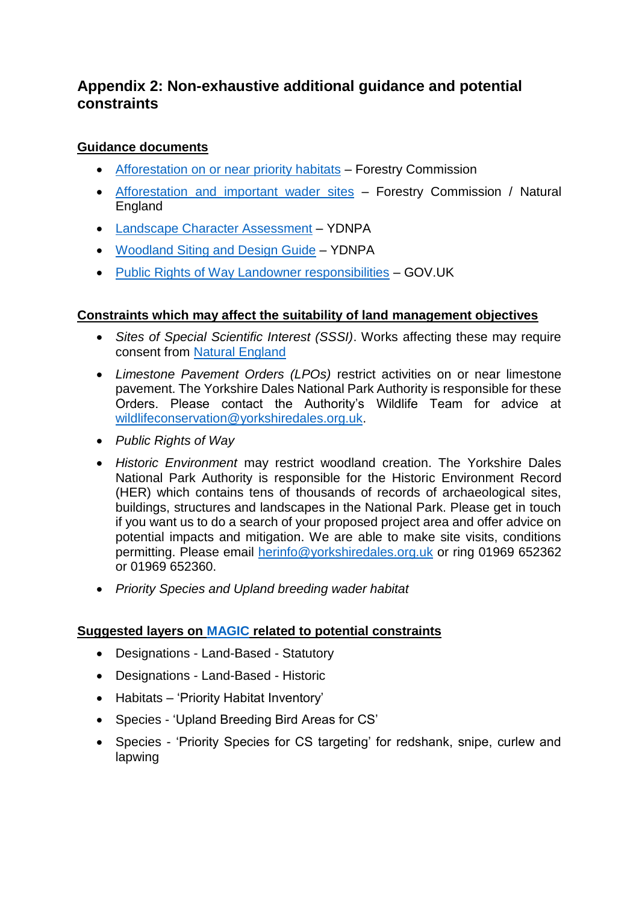## Appendix 2: Non-exhaustive additional guidance and potential constraints

**Guidance documents**

- Afforestation on or near priority habitats – Forestry Commission
- Afforestation and important wader sites – Forestry Commission / Natural England
- Landscape Character Assessment – YDNPA
- Woodland Siting and Design Guide – YDNPA
- Public Rights of Way Landowner responsibilities – GOV.UK

**Constraints which may affect the suitability of land management objectives**

- *Sites of Special Scientific Interest (SSSI)*. Works affecting these may require consent from Natural England
- *Limestone Pavement Orders (LPOs)* restrict activities on or near limestone pavement. The Yorkshire Dales National Park Authority is responsible for these Orders. Please contact the Authority's Wildlife Team for advice at wildlifeconservation@yorkshiredales.org.uk.
- *Public Rights of Way*
- *Historic Environment* may restrict woodland creation. The Yorkshire Dales National Park Authority is responsible for the Historic Environment Record (HER) which contains tens of thousands of records of archaeological sites, buildings, structures and landscapes in the National Park. Please get in touch if you want us to do a search of your proposed project area and offer advice on potential impacts and mitigation. We are able to make site visits, conditions permitting. Please email herinfo@yorkshiredales.org.uk or ring 01969 652362 or 01969 652360.
- *Priority Species and Upland breeding wader habitat*

**Suggested layers on MAGIC related to potential constraints**

- Designations - Land-Based - Statutory
- Designations - Land-Based - Historic
- Habitats – 'Priority Habitat Inventory'
- Species - 'Upland Breeding Bird Areas for CS'
- Species - 'Priority Species for CS targeting' for redshank, snipe, curlew and lapwing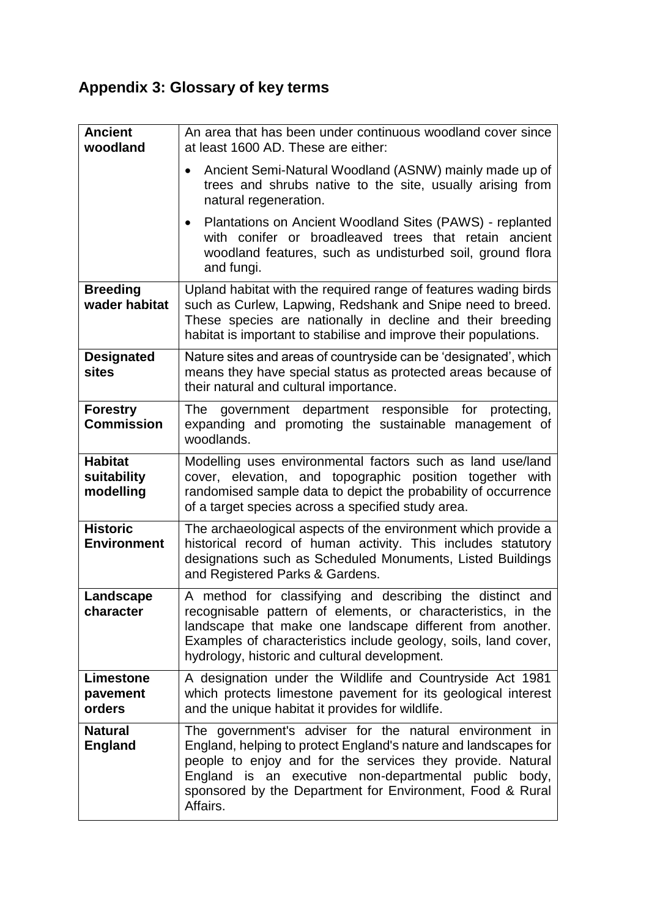## Appendix 3: Glossary of key terms

| Term | Definition |
|---|---|
| **Ancient woodland** | An area that has been under continuous woodland cover since at least 1600 AD. These are either:<br>• Ancient Semi-Natural Woodland (ASNW) mainly made up of trees and shrubs native to the site, usually arising from natural regeneration.<br>• Plantations on Ancient Woodland Sites (PAWS) - replanted with conifer or broadleaved trees that retain ancient woodland features, such as undisturbed soil, ground flora and fungi. |
| **Breeding wader habitat** | Upland habitat with the required range of features wading birds such as Curlew, Lapwing, Redshank and Snipe need to breed. These species are nationally in decline and their breeding habitat is important to stabilise and improve their populations. |
| **Designated sites** | Nature sites and areas of countryside can be 'designated', which means they have special status as protected areas because of their natural and cultural importance. |
| **Forestry Commission** | The government department responsible for protecting, expanding and promoting the sustainable management of woodlands. |
| **Habitat suitability modelling** | Modelling uses environmental factors such as land use/land cover, elevation, and topographic position together with randomised sample data to depict the probability of occurrence of a target species across a specified study area. |
| **Historic Environment** | The archaeological aspects of the environment which provide a historical record of human activity. This includes statutory designations such as Scheduled Monuments, Listed Buildings and Registered Parks & Gardens. |
| **Landscape character** | A method for classifying and describing the distinct and recognisable pattern of elements, or characteristics, in the landscape that make one landscape different from another. Examples of characteristics include geology, soils, land cover, hydrology, historic and cultural development. |
| **Limestone pavement orders** | A designation under the Wildlife and Countryside Act 1981 which protects limestone pavement for its geological interest and the unique habitat it provides for wildlife. |
| **Natural England** | The government's adviser for the natural environment in England, helping to protect England's nature and landscapes for people to enjoy and for the services they provide. Natural England is an executive non-departmental public body, sponsored by the Department for Environment, Food & Rural Affairs. |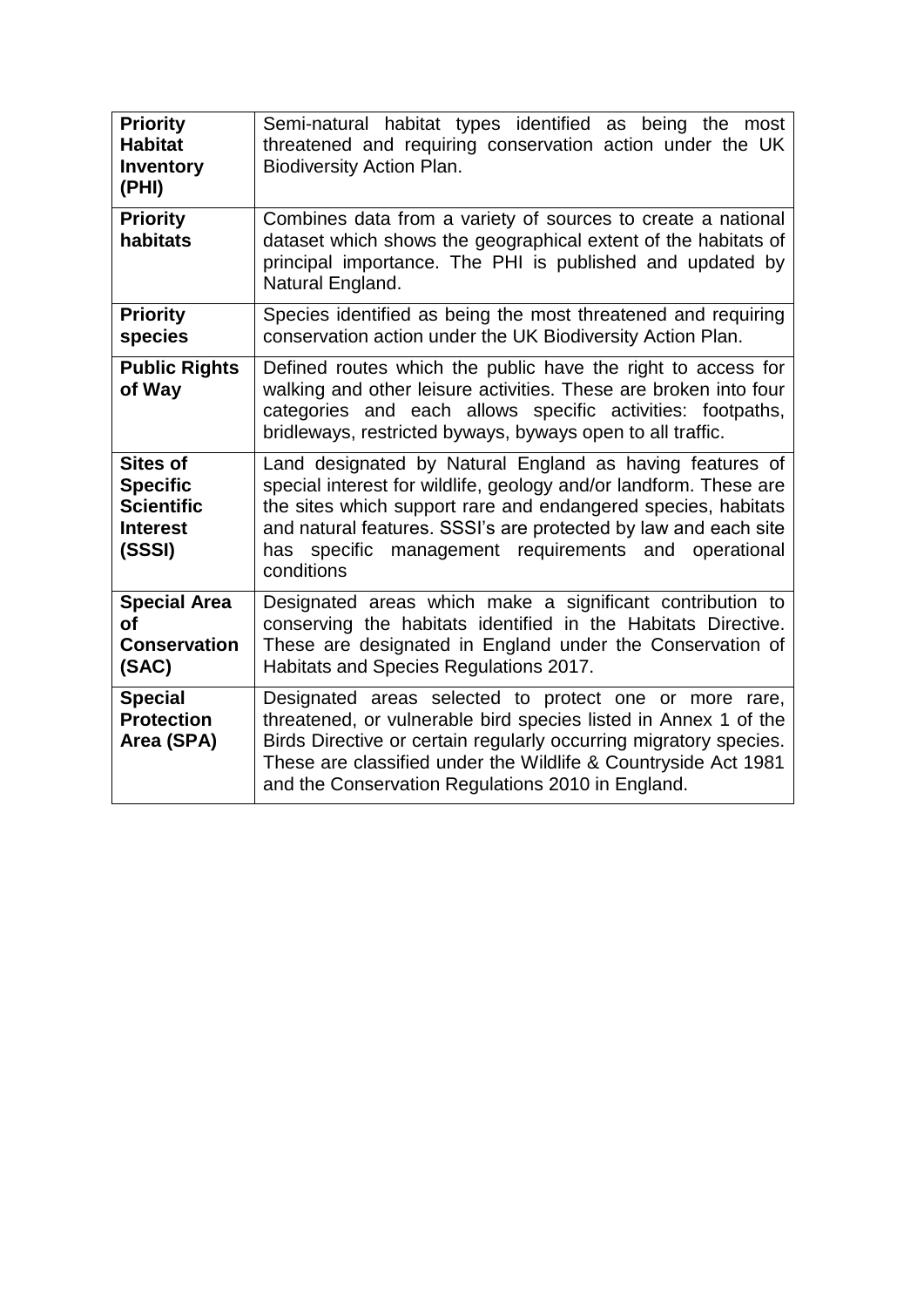| | |
|---|---|
| **Priority Habitat Inventory (PHI)** | Semi-natural habitat types identified as being the most threatened and requiring conservation action under the UK Biodiversity Action Plan. |
| **Priority habitats** | Combines data from a variety of sources to create a national dataset which shows the geographical extent of the habitats of principal importance. The PHI is published and updated by Natural England. |
| **Priority species** | Species identified as being the most threatened and requiring conservation action under the UK Biodiversity Action Plan. |
| **Public Rights of Way** | Defined routes which the public have the right to access for walking and other leisure activities. These are broken into four categories and each allows specific activities: footpaths, bridleways, restricted byways, byways open to all traffic. |
| **Sites of Specific Scientific Interest (SSSI)** | Land designated by Natural England as having features of special interest for wildlife, geology and/or landform. These are the sites which support rare and endangered species, habitats and natural features. SSSI's are protected by law and each site has specific management requirements and operational conditions |
| **Special Area of Conservation (SAC)** | Designated areas which make a significant contribution to conserving the habitats identified in the Habitats Directive. These are designated in England under the Conservation of Habitats and Species Regulations 2017. |
| **Special Protection Area (SPA)** | Designated areas selected to protect one or more rare, threatened, or vulnerable bird species listed in Annex 1 of the Birds Directive or certain regularly occurring migratory species. These are classified under the Wildlife & Countryside Act 1981 and the Conservation Regulations 2010 in England. |